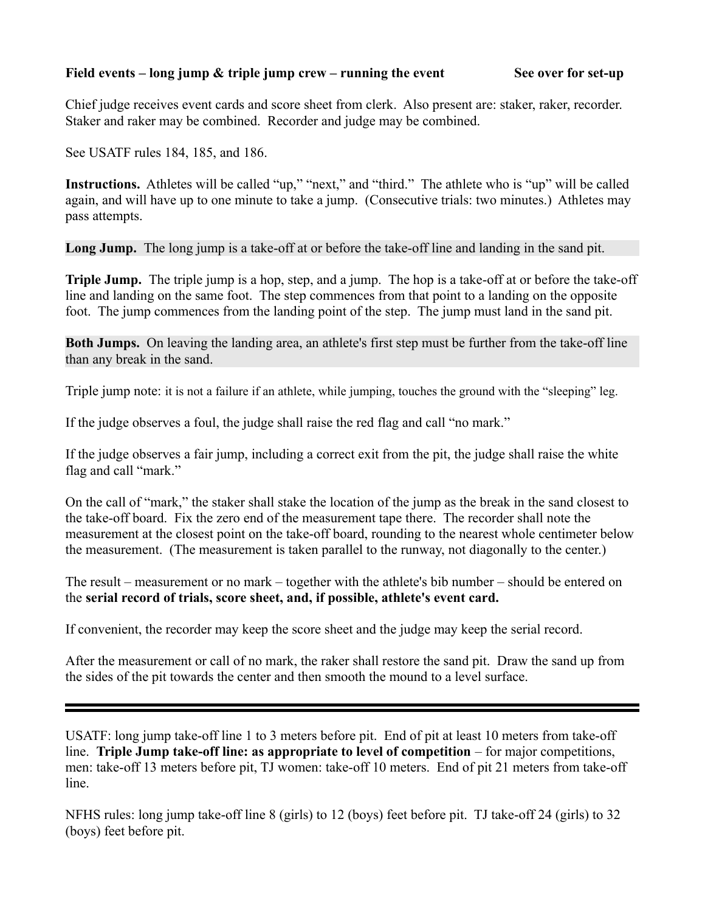**Field events – long jump & triple jump crew – running the event** **See over for set-up**

Chief judge receives event cards and score sheet from clerk. Also present are: staker, raker, recorder. Staker and raker may be combined. Recorder and judge may be combined.

See USATF rules 184, 185, and 186.

**Instructions.** Athletes will be called "up," "next," and "third." The athlete who is "up" will be called again, and will have up to one minute to take a jump. (Consecutive trials: two minutes.) Athletes may pass attempts.

**Long Jump.** The long jump is a take-off at or before the take-off line and landing in the sand pit.

**Triple Jump.** The triple jump is a hop, step, and a jump. The hop is a take-off at or before the take-off line and landing on the same foot. The step commences from that point to a landing on the opposite foot. The jump commences from the landing point of the step. The jump must land in the sand pit.

**Both Jumps.** On leaving the landing area, an athlete's first step must be further from the take-off line than any break in the sand.

Triple jump note: it is not a failure if an athlete, while jumping, touches the ground with the "sleeping" leg.

If the judge observes a foul, the judge shall raise the red flag and call "no mark."

If the judge observes a fair jump, including a correct exit from the pit, the judge shall raise the white flag and call "mark."

On the call of "mark," the staker shall stake the location of the jump as the break in the sand closest to the take-off board. Fix the zero end of the measurement tape there. The recorder shall note the measurement at the closest point on the take-off board, rounding to the nearest whole centimeter below the measurement. (The measurement is taken parallel to the runway, not diagonally to the center.)

The result – measurement or no mark – together with the athlete's bib number – should be entered on the **serial record of trials, score sheet, and, if possible, athlete's event card.**

If convenient, the recorder may keep the score sheet and the judge may keep the serial record.

After the measurement or call of no mark, the raker shall restore the sand pit. Draw the sand up from the sides of the pit towards the center and then smooth the mound to a level surface.

---

USATF: long jump take-off line 1 to 3 meters before pit. End of pit at least 10 meters from take-off line. **Triple Jump take-off line: as appropriate to level of competition** – for major competitions, men: take-off 13 meters before pit, TJ women: take-off 10 meters. End of pit 21 meters from take-off line.

NFHS rules: long jump take-off line 8 (girls) to 12 (boys) feet before pit. TJ take-off 24 (girls) to 32 (boys) feet before pit.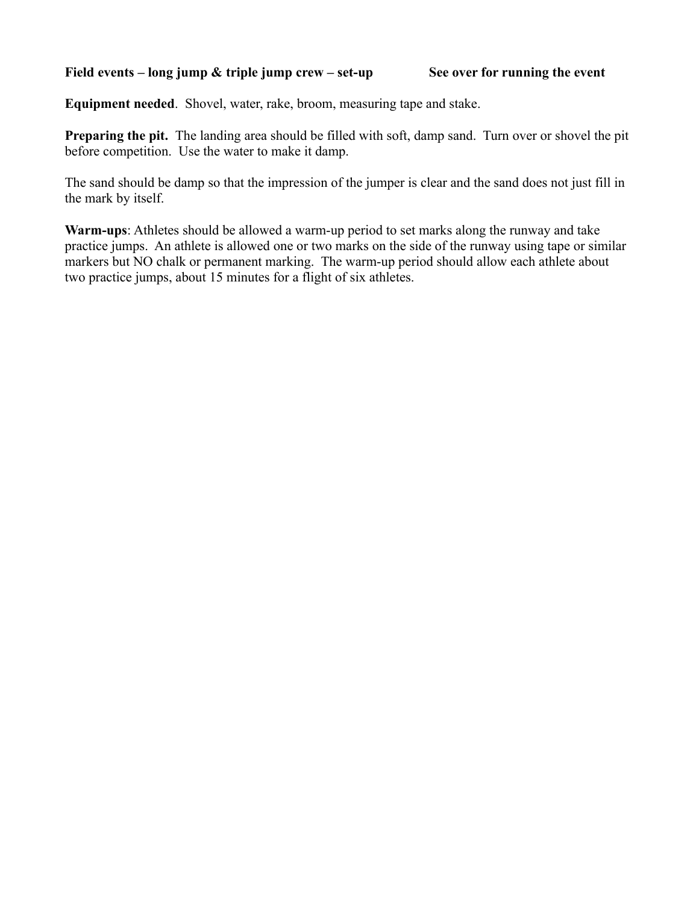**Field events – long jump & triple jump crew – set-up** **See over for running the event**

**Equipment needed**. Shovel, water, rake, broom, measuring tape and stake.

**Preparing the pit.** The landing area should be filled with soft, damp sand. Turn over or shovel the pit before competition. Use the water to make it damp.

The sand should be damp so that the impression of the jumper is clear and the sand does not just fill in the mark by itself.

**Warm-ups**: Athletes should be allowed a warm-up period to set marks along the runway and take practice jumps. An athlete is allowed one or two marks on the side of the runway using tape or similar markers but NO chalk or permanent marking. The warm-up period should allow each athlete about two practice jumps, about 15 minutes for a flight of six athletes.